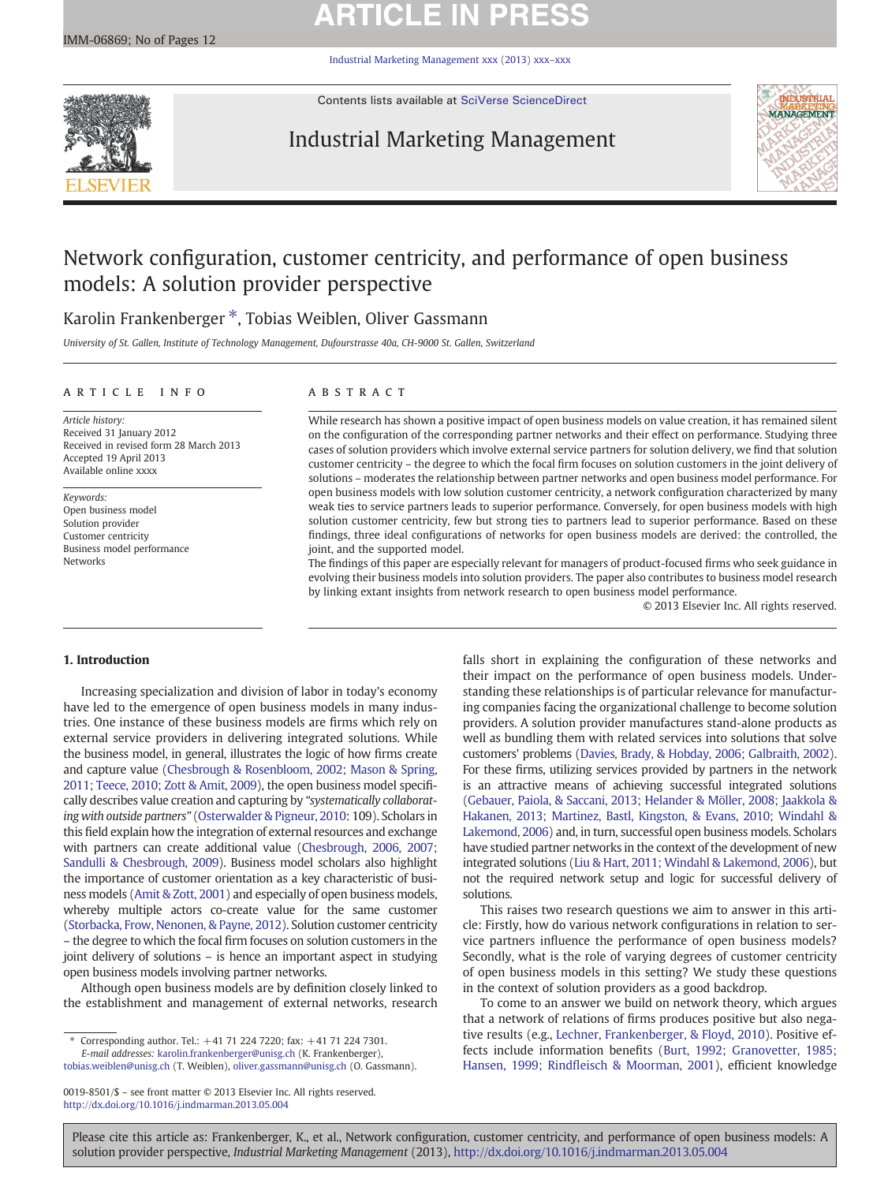# Network configuration, customer centricity, and performance of open business models: A solution provider perspective

Karolin Frankenberger *, Tobias Weiblen, Oliver Gassmann

*University of St. Gallen, Institute of Technology Management, Dufourstrasse 40a, CH-9000 St. Gallen, Switzerland*

## ARTICLE INFO

*Article history:*
Received 31 January 2012
Received in revised form 28 March 2013
Accepted 19 April 2013
Available online xxxx

*Keywords:*
Open business model
Solution provider
Customer centricity
Business model performance
Networks

## ABSTRACT

While research has shown a positive impact of open business models on value creation, it has remained silent on the configuration of the corresponding partner networks and their effect on performance. Studying three cases of solution providers which involve external service partners for solution delivery, we find that solution customer centricity – the degree to which the focal firm focuses on solution customers in the joint delivery of solutions – moderates the relationship between partner networks and open business model performance. For open business models with low solution customer centricity, a network configuration characterized by many weak ties to service partners leads to superior performance. Conversely, for open business models with high solution customer centricity, few but strong ties to partners lead to superior performance. Based on these findings, three ideal configurations of networks for open business models are derived: the controlled, the joint, and the supported model.

The findings of this paper are especially relevant for managers of product-focused firms who seek guidance in evolving their business models into solution providers. The paper also contributes to business model research by linking extant insights from network research to open business model performance.

© 2013 Elsevier Inc. All rights reserved.

## 1. Introduction

Increasing specialization and division of labor in today's economy have led to the emergence of open business models in many industries. One instance of these business models are firms which rely on external service providers in delivering integrated solutions. While the business model, in general, illustrates the logic of how firms create and capture value (Chesbrough & Rosenbloom, 2002; Mason & Spring, 2011; Teece, 2010; Zott & Amit, 2009), the open business model specifically describes value creation and capturing by *"systematically collaborating with outside partners"* (Osterwalder & Pigneur, 2010: 109). Scholars in this field explain how the integration of external resources and exchange with partners can create additional value (Chesbrough, 2006, 2007; Sandulli & Chesbrough, 2009). Business model scholars also highlight the importance of customer orientation as a key characteristic of business models (Amit & Zott, 2001) and especially of open business models, whereby multiple actors co-create value for the same customer (Storbacka, Frow, Nenonen, & Payne, 2012). Solution customer centricity – the degree to which the focal firm focuses on solution customers in the joint delivery of solutions – is hence an important aspect in studying open business models involving partner networks.

Although open business models are by definition closely linked to the establishment and management of external networks, research falls short in explaining the configuration of these networks and their impact on the performance of open business models. Understanding these relationships is of particular relevance for manufacturing companies facing the organizational challenge to become solution providers. A solution provider manufactures stand-alone products as well as bundling them with related services into solutions that solve customers' problems (Davies, Brady, & Hobday, 2006; Galbraith, 2002). For these firms, utilizing services provided by partners in the network is an attractive means of achieving successful integrated solutions (Gebauer, Paiola, & Saccani, 2013; Helander & Möller, 2008; Jaakkola & Hakanen, 2013; Martinez, Bastl, Kingston, & Evans, 2010; Windahl & Lakemond, 2006) and, in turn, successful open business models. Scholars have studied partner networks in the context of the development of new integrated solutions (Liu & Hart, 2011; Windahl & Lakemond, 2006), but not the required network setup and logic for successful delivery of solutions.

This raises two research questions we aim to answer in this article: Firstly, how do various network configurations in relation to service partners influence the performance of open business models? Secondly, what is the role of varying degrees of customer centricity of open business models in this setting? We study these questions in the context of solution providers as a good backdrop.

To come to an answer we build on network theory, which argues that a network of relations of firms produces positive but also negative results (e.g., Lechner, Frankenberger, & Floyd, 2010). Positive effects include information benefits (Burt, 1992; Granovetter, 1985; Hansen, 1999; Rindfleisch & Moorman, 2001), efficient knowledge

\* Corresponding author. Tel.: +41 71 224 7220; fax: +41 71 224 7301.
*E-mail addresses:* karolin.frankenberger@unisg.ch (K. Frankenberger), tobias.weiblen@unisg.ch (T. Weiblen), oliver.gassmann@unisg.ch (O. Gassmann).

0019-8501/$ – see front matter © 2013 Elsevier Inc. All rights reserved.
http://dx.doi.org/10.1016/j.indmarman.2013.05.004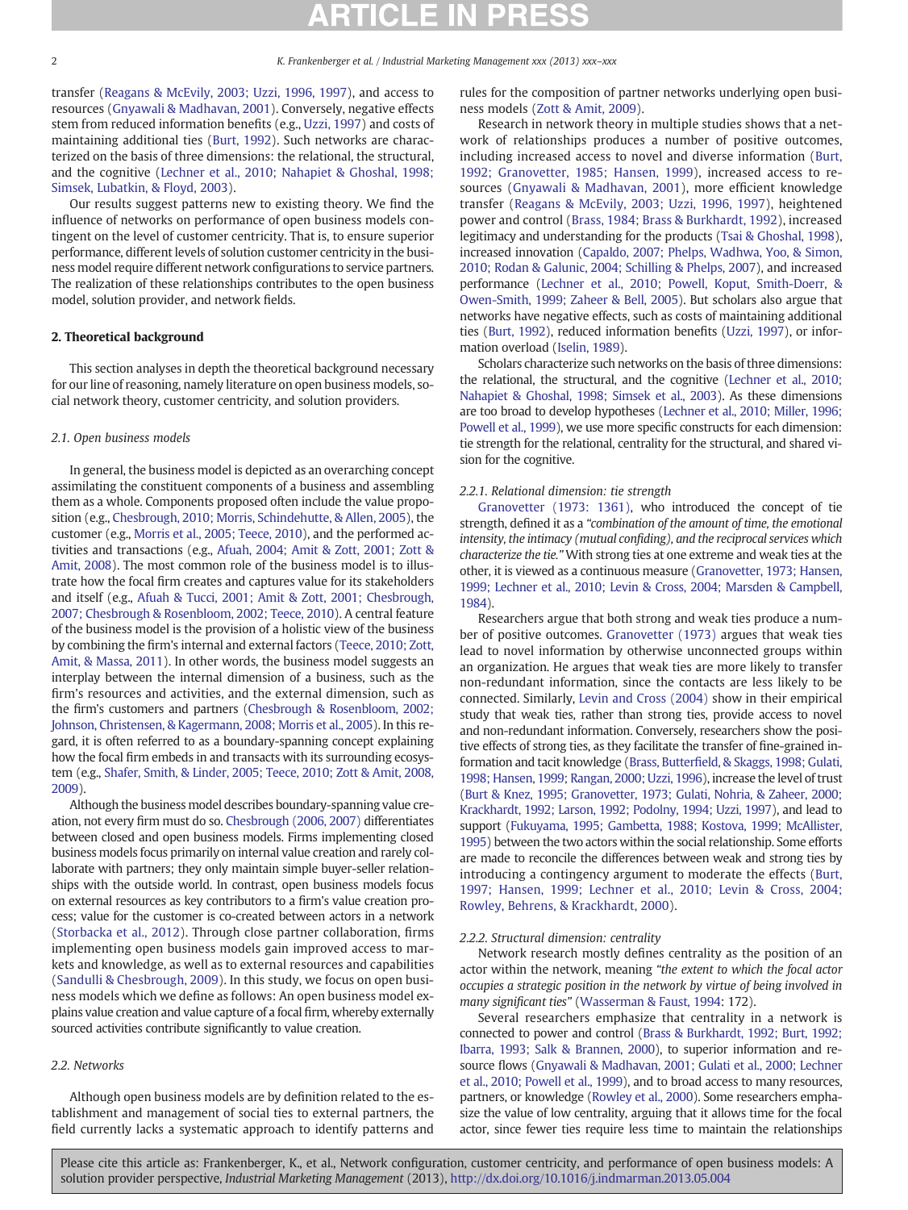transfer (Reagans & McEvily, 2003; Uzzi, 1996, 1997), and access to resources (Gnyawali & Madhavan, 2001). Conversely, negative effects stem from reduced information benefits (e.g., Uzzi, 1997) and costs of maintaining additional ties (Burt, 1992). Such networks are characterized on the basis of three dimensions: the relational, the structural, and the cognitive (Lechner et al., 2010; Nahapiet & Ghoshal, 1998; Simsek, Lubatkin, & Floyd, 2003).

Our results suggest patterns new to existing theory. We find the influence of networks on performance of open business models contingent on the level of customer centricity. That is, to ensure superior performance, different levels of solution customer centricity in the business model require different network configurations to service partners. The realization of these relationships contributes to the open business model, solution provider, and network fields.

## 2. Theoretical background

This section analyses in depth the theoretical background necessary for our line of reasoning, namely literature on open business models, social network theory, customer centricity, and solution providers.

### 2.1. Open business models

In general, the business model is depicted as an overarching concept assimilating the constituent components of a business and assembling them as a whole. Components proposed often include the value proposition (e.g., Chesbrough, 2010; Morris, Schindehutte, & Allen, 2005), the customer (e.g., Morris et al., 2005; Teece, 2010), and the performed activities and transactions (e.g., Afuah, 2004; Amit & Zott, 2001; Zott & Amit, 2008). The most common role of the business model is to illustrate how the focal firm creates and captures value for its stakeholders and itself (e.g., Afuah & Tucci, 2001; Amit & Zott, 2001; Chesbrough, 2007; Chesbrough & Rosenbloom, 2002; Teece, 2010). A central feature of the business model is the provision of a holistic view of the business by combining the firm's internal and external factors (Teece, 2010; Zott, Amit, & Massa, 2011). In other words, the business model suggests an interplay between the internal dimension of a business, such as the firm's resources and activities, and the external dimension, such as the firm's customers and partners (Chesbrough & Rosenbloom, 2002; Johnson, Christensen, & Kagermann, 2008; Morris et al., 2005). In this regard, it is often referred to as a boundary-spanning concept explaining how the focal firm embeds in and transacts with its surrounding ecosystem (e.g., Shafer, Smith, & Linder, 2005; Teece, 2010; Zott & Amit, 2008, 2009).

Although the business model describes boundary-spanning value creation, not every firm must do so. Chesbrough (2006, 2007) differentiates between closed and open business models. Firms implementing closed business models focus primarily on internal value creation and rarely collaborate with partners; they only maintain simple buyer-seller relationships with the outside world. In contrast, open business models focus on external resources as key contributors to a firm's value creation process; value for the customer is co-created between actors in a network (Storbacka et al., 2012). Through close partner collaboration, firms implementing open business models gain improved access to markets and knowledge, as well as to external resources and capabilities (Sandulli & Chesbrough, 2009). In this study, we focus on open business models which we define as follows: An open business model explains value creation and value capture of a focal firm, whereby externally sourced activities contribute significantly to value creation.

### 2.2. Networks

Although open business models are by definition related to the establishment and management of social ties to external partners, the field currently lacks a systematic approach to identify patterns and rules for the composition of partner networks underlying open business models (Zott & Amit, 2009).

Research in network theory in multiple studies shows that a network of relationships produces a number of positive outcomes, including increased access to novel and diverse information (Burt, 1992; Granovetter, 1985; Hansen, 1999), increased access to resources (Gnyawali & Madhavan, 2001), more efficient knowledge transfer (Reagans & McEvily, 2003; Uzzi, 1996, 1997), heightened power and control (Brass, 1984; Brass & Burkhardt, 1992), increased legitimacy and understanding for the products (Tsai & Ghoshal, 1998), increased innovation (Capaldo, 2007; Phelps, Wadhwa, Yoo, & Simon, 2010; Rodan & Galunic, 2004; Schilling & Phelps, 2007), and increased performance (Lechner et al., 2010; Powell, Koput, Smith-Doerr, & Owen-Smith, 1999; Zaheer & Bell, 2005). But scholars also argue that networks have negative effects, such as costs of maintaining additional ties (Burt, 1992), reduced information benefits (Uzzi, 1997), or information overload (Iselin, 1989).

Scholars characterize such networks on the basis of three dimensions: the relational, the structural, and the cognitive (Lechner et al., 2010; Nahapiet & Ghoshal, 1998; Simsek et al., 2003). As these dimensions are too broad to develop hypotheses (Lechner et al., 2010; Miller, 1996; Powell et al., 1999), we use more specific constructs for each dimension: tie strength for the relational, centrality for the structural, and shared vision for the cognitive.

#### 2.2.1. Relational dimension: tie strength

Granovetter (1973: 1361), who introduced the concept of tie strength, defined it as a *"combination of the amount of time, the emotional intensity, the intimacy (mutual confiding), and the reciprocal services which characterize the tie."* With strong ties at one extreme and weak ties at the other, it is viewed as a continuous measure (Granovetter, 1973; Hansen, 1999; Lechner et al., 2010; Levin & Cross, 2004; Marsden & Campbell, 1984).

Researchers argue that both strong and weak ties produce a number of positive outcomes. Granovetter (1973) argues that weak ties lead to novel information by otherwise unconnected groups within an organization. He argues that weak ties are more likely to transfer non-redundant information, since the contacts are less likely to be connected. Similarly, Levin and Cross (2004) show in their empirical study that weak ties, rather than strong ties, provide access to novel and non-redundant information. Conversely, researchers show the positive effects of strong ties, as they facilitate the transfer of fine-grained information and tacit knowledge (Brass, Butterfield, & Skaggs, 1998; Gulati, 1998; Hansen, 1999; Rangan, 2000; Uzzi, 1996), increase the level of trust (Burt & Knez, 1995; Granovetter, 1973; Gulati, Nohria, & Zaheer, 2000; Krackhardt, 1992; Larson, 1992; Podolny, 1994; Uzzi, 1997), and lead to support (Fukuyama, 1995; Gambetta, 1988; Kostova, 1999; McAllister, 1995) between the two actors within the social relationship. Some efforts are made to reconcile the differences between weak and strong ties by introducing a contingency argument to moderate the effects (Burt, 1997; Hansen, 1999; Lechner et al., 2010; Levin & Cross, 2004; Rowley, Behrens, & Krackhardt, 2000).

#### 2.2.2. Structural dimension: centrality

Network research mostly defines centrality as the position of an actor within the network, meaning *"the extent to which the focal actor occupies a strategic position in the network by virtue of being involved in many significant ties"* (Wasserman & Faust, 1994: 172).

Several researchers emphasize that centrality in a network is connected to power and control (Brass & Burkhardt, 1992; Burt, 1992; Ibarra, 1993; Salk & Brannen, 2000), to superior information and resource flows (Gnyawali & Madhavan, 2001; Gulati et al., 2000; Lechner et al., 2010; Powell et al., 1999), and to broad access to many resources, partners, or knowledge (Rowley et al., 2000). Some researchers emphasize the value of low centrality, arguing that it allows time for the focal actor, since fewer ties require less time to maintain the relationships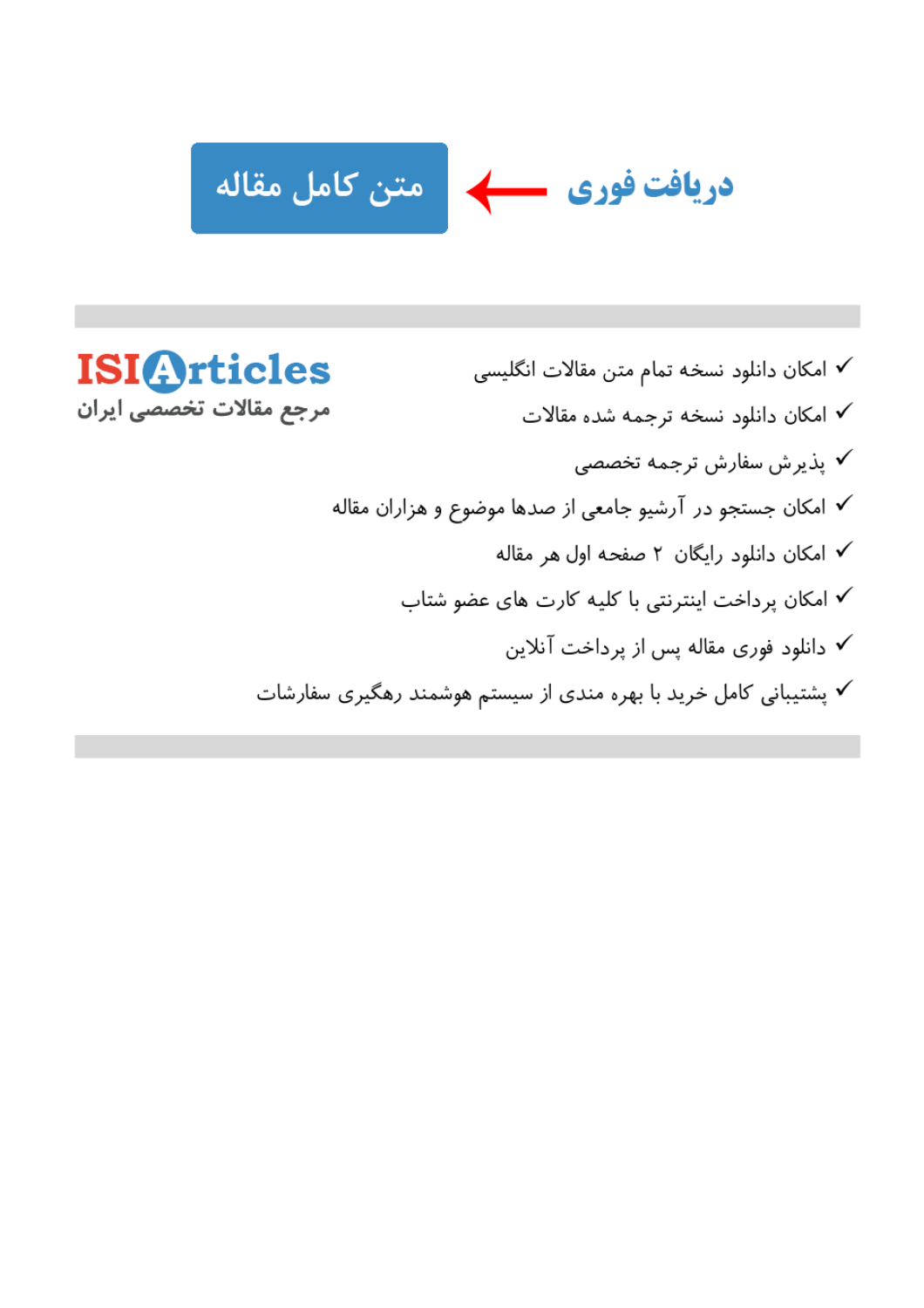دریافت فوری ← متن کامل مقاله

ISIArticles
مرجع مقالات تخصصی ایران

- ✓ امکان دانلود نسخه تمام متن مقالات انگلیسی
- ✓ امکان دانلود نسخه ترجمه شده مقالات
- ✓ پذیرش سفارش ترجمه تخصصی
- ✓ امکان جستجو در آرشیو جامعی از صدها موضوع و هزاران مقاله
- ✓ امکان دانلود رایگان ۲ صفحه اول هر مقاله
- ✓ امکان پرداخت اینترنتی با کلیه کارت های عضو شتاب
- ✓ دانلود فوری مقاله پس از پرداخت آنلاین
- ✓ پشتیبانی کامل خرید با بهره مندی از سیستم هوشمند رهگیری سفارشات